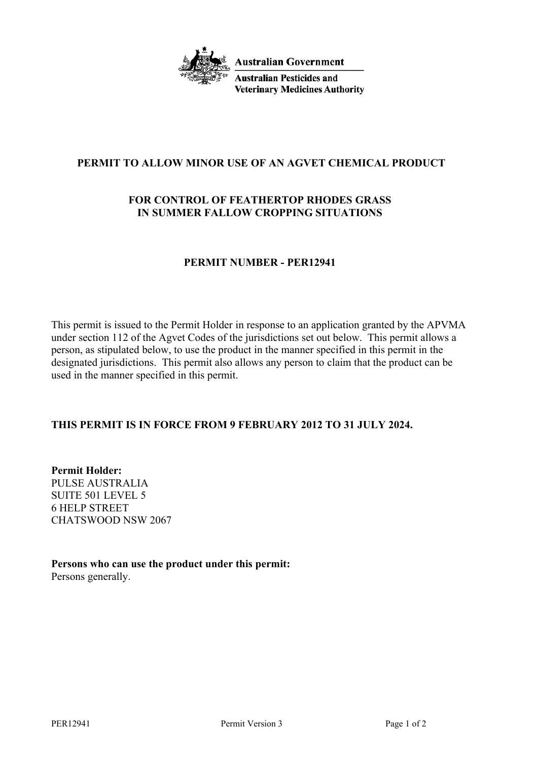Australian Government

Australian Pesticides and Veterinary Medicines Authority

## PERMIT TO ALLOW MINOR USE OF AN AGVET CHEMICAL PRODUCT

## FOR CONTROL OF FEATHERTOP RHODES GRASS IN SUMMER FALLOW CROPPING SITUATIONS

## PERMIT NUMBER - PER12941

This permit is issued to the Permit Holder in response to an application granted by the APVMA under section 112 of the Agvet Codes of the jurisdictions set out below. This permit allows a person, as stipulated below, to use the product in the manner specified in this permit in the designated jurisdictions. This permit also allows any person to claim that the product can be used in the manner specified in this permit.

**THIS PERMIT IS IN FORCE FROM 9 FEBRUARY 2012 TO 31 JULY 2024.**

**Permit Holder:**
PULSE AUSTRALIA
SUITE 501 LEVEL 5
6 HELP STREET
CHATSWOOD NSW 2067

**Persons who can use the product under this permit:**
Persons generally.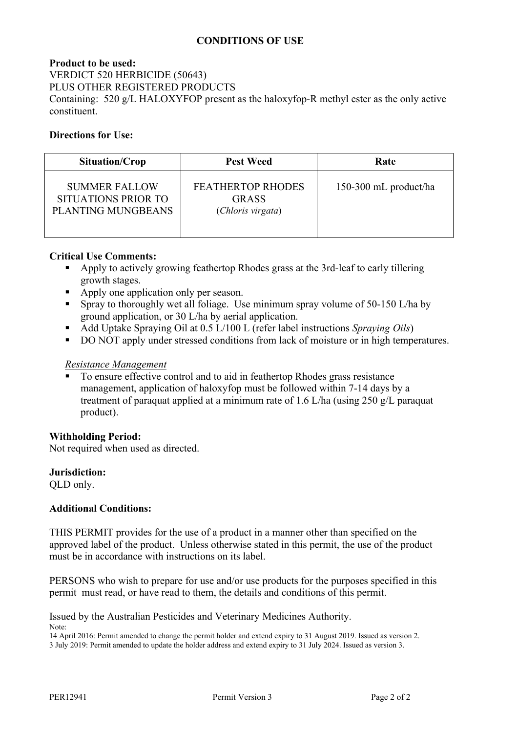## CONDITIONS OF USE

**Product to be used:**
VERDICT 520 HERBICIDE (50643)
PLUS OTHER REGISTERED PRODUCTS
Containing: 520 g/L HALOXYFOP present as the haloxyfop-R methyl ester as the only active constituent.

**Directions for Use:**

| Situation/Crop | Pest Weed | Rate |
|---|---|---|
| SUMMER FALLOW SITUATIONS PRIOR TO PLANTING MUNGBEANS | FEATHERTOP RHODES GRASS (*Chloris virgata*) | 150-300 mL product/ha |

**Critical Use Comments:**

- Apply to actively growing feathertop Rhodes grass at the 3rd-leaf to early tillering growth stages.
- Apply one application only per season.
- Spray to thoroughly wet all foliage. Use minimum spray volume of 50-150 L/ha by ground application, or 30 L/ha by aerial application.
- Add Uptake Spraying Oil at 0.5 L/100 L (refer label instructions *Spraying Oils*)
- DO NOT apply under stressed conditions from lack of moisture or in high temperatures.

<u>*Resistance Management*</u>

- To ensure effective control and to aid in feathertop Rhodes grass resistance management, application of haloxyfop must be followed within 7-14 days by a treatment of paraquat applied at a minimum rate of 1.6 L/ha (using 250 g/L paraquat product).

**Withholding Period:**
Not required when used as directed.

**Jurisdiction:**
QLD only.

**Additional Conditions:**

THIS PERMIT provides for the use of a product in a manner other than specified on the approved label of the product. Unless otherwise stated in this permit, the use of the product must be in accordance with instructions on its label.

PERSONS who wish to prepare for use and/or use products for the purposes specified in this permit must read, or have read to them, the details and conditions of this permit.

Issued by the Australian Pesticides and Veterinary Medicines Authority.

Note:
14 April 2016: Permit amended to change the permit holder and extend expiry to 31 August 2019. Issued as version 2.
3 July 2019: Permit amended to update the holder address and extend expiry to 31 July 2024. Issued as version 3.